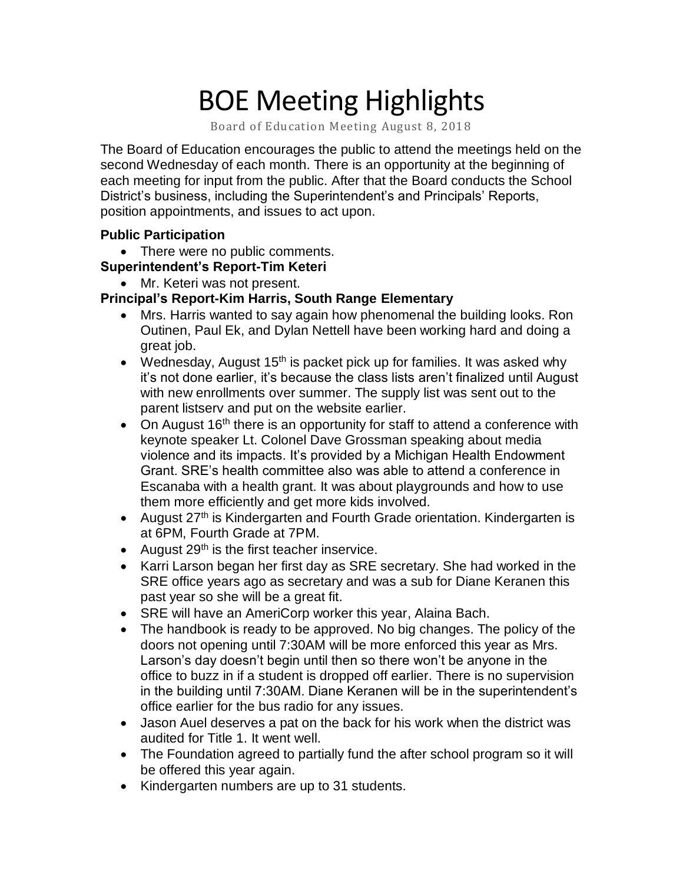# BOE Meeting Highlights

Board of Education Meeting August 8, 2018

The Board of Education encourages the public to attend the meetings held on the second Wednesday of each month. There is an opportunity at the beginning of each meeting for input from the public. After that the Board conducts the School District's business, including the Superintendent's and Principals' Reports, position appointments, and issues to act upon.

**Public Participation**

- There were no public comments.

**Superintendent's Report-Tim Keteri**

- Mr. Keteri was not present.

**Principal's Report-Kim Harris, South Range Elementary**

- Mrs. Harris wanted to say again how phenomenal the building looks. Ron Outinen, Paul Ek, and Dylan Nettell have been working hard and doing a great job.
- Wednesday, August 15th is packet pick up for families. It was asked why it's not done earlier, it's because the class lists aren't finalized until August with new enrollments over summer. The supply list was sent out to the parent listserv and put on the website earlier.
- On August 16th there is an opportunity for staff to attend a conference with keynote speaker Lt. Colonel Dave Grossman speaking about media violence and its impacts. It's provided by a Michigan Health Endowment Grant. SRE's health committee also was able to attend a conference in Escanaba with a health grant. It was about playgrounds and how to use them more efficiently and get more kids involved.
- August 27th is Kindergarten and Fourth Grade orientation. Kindergarten is at 6PM, Fourth Grade at 7PM.
- August 29th is the first teacher inservice.
- Karri Larson began her first day as SRE secretary. She had worked in the SRE office years ago as secretary and was a sub for Diane Keranen this past year so she will be a great fit.
- SRE will have an AmeriCorp worker this year, Alaina Bach.
- The handbook is ready to be approved. No big changes. The policy of the doors not opening until 7:30AM will be more enforced this year as Mrs. Larson's day doesn't begin until then so there won't be anyone in the office to buzz in if a student is dropped off earlier. There is no supervision in the building until 7:30AM. Diane Keranen will be in the superintendent's office earlier for the bus radio for any issues.
- Jason Auel deserves a pat on the back for his work when the district was audited for Title 1. It went well.
- The Foundation agreed to partially fund the after school program so it will be offered this year again.
- Kindergarten numbers are up to 31 students.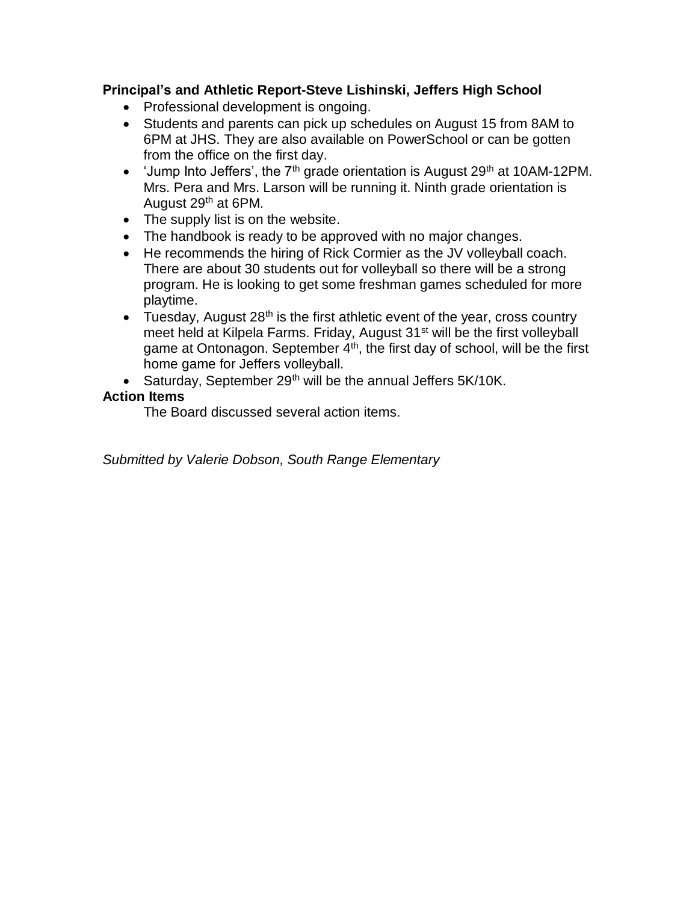**Principal's and Athletic Report-Steve Lishinski, Jeffers High School**

- Professional development is ongoing.
- Students and parents can pick up schedules on August 15 from 8AM to 6PM at JHS. They are also available on PowerSchool or can be gotten from the office on the first day.
- 'Jump Into Jeffers', the 7th grade orientation is August 29th at 10AM-12PM. Mrs. Pera and Mrs. Larson will be running it. Ninth grade orientation is August 29th at 6PM.
- The supply list is on the website.
- The handbook is ready to be approved with no major changes.
- He recommends the hiring of Rick Cormier as the JV volleyball coach. There are about 30 students out for volleyball so there will be a strong program. He is looking to get some freshman games scheduled for more playtime.
- Tuesday, August 28th is the first athletic event of the year, cross country meet held at Kilpela Farms. Friday, August 31st will be the first volleyball game at Ontonagon. September 4th, the first day of school, will be the first home game for Jeffers volleyball.
- Saturday, September 29th will be the annual Jeffers 5K/10K.

**Action Items**

The Board discussed several action items.

*Submitted by Valerie Dobson, South Range Elementary*